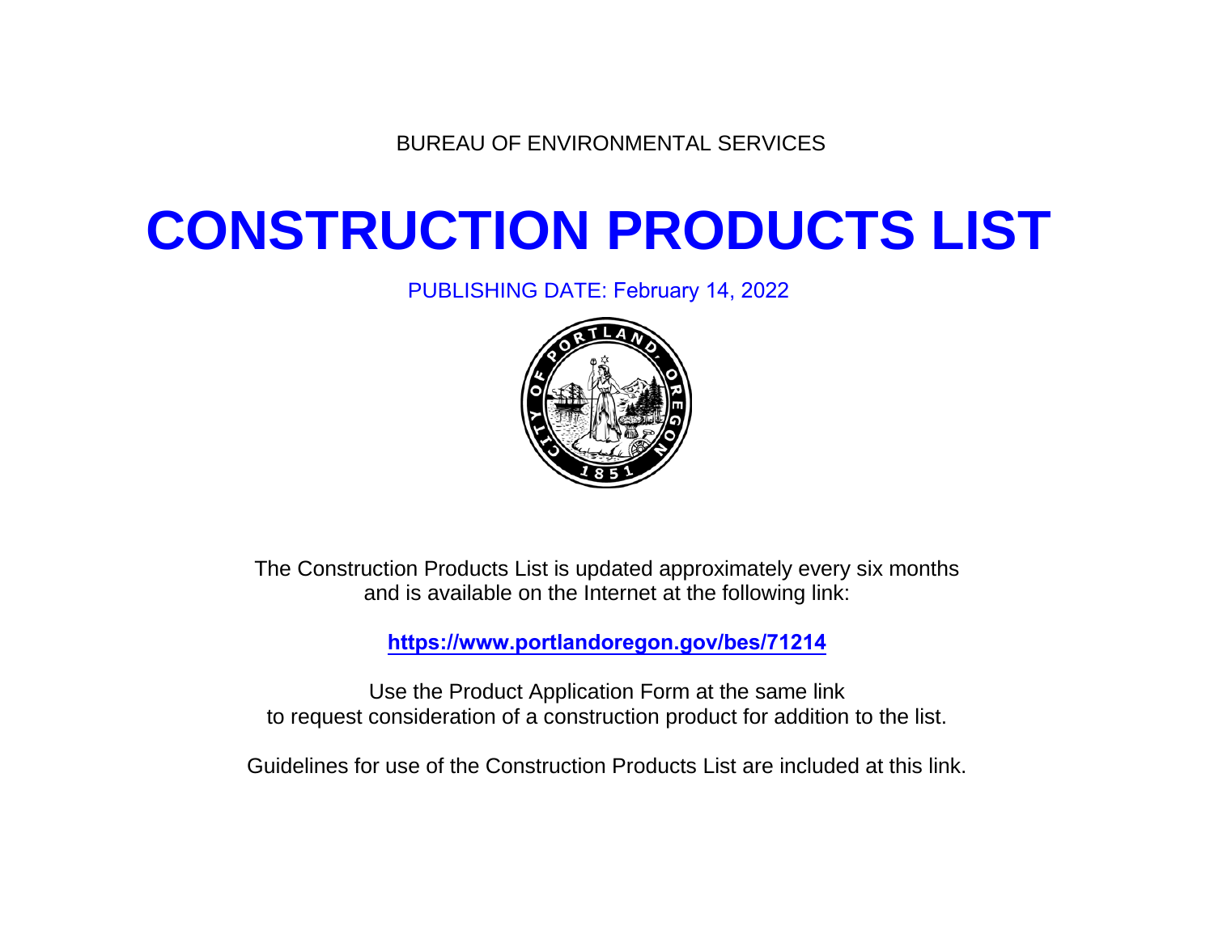BUREAU OF ENVIRONMENTAL SERVICES

# CONSTRUCTION PRODUCTS LIST

PUBLISHING DATE: February 14, 2022

The Construction Products List is updated approximately every six months and is available on the Internet at the following link:

**https://www.portlandoregon.gov/bes/71214**

Use the Product Application Form at the same link to request consideration of a construction product for addition to the list.

Guidelines for use of the Construction Products List are included at this link.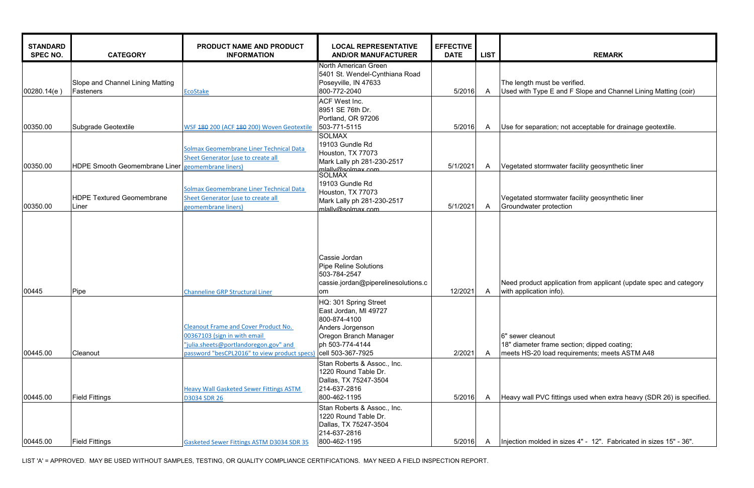| STANDARD SPEC NO. | CATEGORY | PRODUCT NAME AND PRODUCT INFORMATION | LOCAL REPRESENTATIVE AND/OR MANUFACTURER | EFFECTIVE DATE | LIST | REMARK |
|---|---|---|---|---|---|---|
| 00280.14(e ) | Slope and Channel Lining Matting Fasteners | EcoStake | North American Green<br>5401 St. Wendel-Cynthiana Road<br>Poseyville, IN 47633<br>800-772-2040 | 5/2016 | A | The length must be verified.<br>Used with Type E and F Slope and Channel Lining Matting (coir) |
| 00350.00 | Subgrade Geotextile | WSF ~~180~~ 200 (ACF ~~180~~ 200) Woven Geotextile | ACF West Inc.<br>8951 SE 76th Dr.<br>Portland, OR 97206<br>503-771-5115 | 5/2016 | A | Use for separation; not acceptable for drainage geotextile. |
| 00350.00 | HDPE Smooth Geomembrane Liner | Solmax Geomembrane Liner Technical Data Sheet Generator (use to create all geomembrane liners) | SOLMAX<br>19103 Gundle Rd<br>Houston, TX 77073<br>Mark Lally ph 281-230-2517<br>mlally@solmax.com | 5/1/2021 | A | Vegetated stormwater facility geosynthetic liner |
| 00350.00 | HDPE Textured Geomembrane Liner | Solmax Geomembrane Liner Technical Data Sheet Generator (use to create all geomembrane liners) | SOLMAX<br>19103 Gundle Rd<br>Houston, TX 77073<br>Mark Lally ph 281-230-2517<br>mlally@solmax.com | 5/1/2021 | A | Vegetated stormwater facility geosynthetic liner<br>Groundwater protection |
| 00445 | Pipe | Channeline GRP Structural Liner | Cassie Jordan<br>Pipe Reline Solutions<br>503-784-2547<br>cassie.jordan@pipereline​solutions.com | 12/2021 | A | Need product application from applicant (update spec and category with application info). |
| 00445.00 | Cleanout | Cleanout Frame and Cover Product No. 00367103 (sign in with email "julia.sheets@portlandoregon.gov" and password "besCPL2016" to view product specs) | HQ: 301 Spring Street<br>East Jordan, MI 49727<br>800-874-4100<br>Anders Jorgenson<br>Oregon Branch Manager<br>ph 503-774-4144<br>cell 503-367-7925 | 2/2021 | A | 6" sewer cleanout<br>18" diameter frame section; dipped coating;<br>meets HS-20 load requirements; meets ASTM A48 |
| 00445.00 | Field Fittings | Heavy Wall Gasketed Sewer Fittings ASTM D3034 SDR 26 | Stan Roberts & Assoc., Inc.<br>1220 Round Table Dr.<br>Dallas, TX 75247-3504<br>214-637-2816<br>800-462-1195 | 5/2016 | A | Heavy wall PVC fittings used when extra heavy (SDR 26) is specified. |
| 00445.00 | Field Fittings | Gasketed Sewer Fittings ASTM D3034 SDR 35 | Stan Roberts & Assoc., Inc.<br>1220 Round Table Dr.<br>Dallas, TX 75247-3504<br>214-637-2816<br>800-462-1195 | 5/2016 | A | Injection molded in sizes 4" - 12". Fabricated in sizes 15" - 36". |

LIST 'A' = APPROVED. MAY BE USED WITHOUT SAMPLES, TESTING, OR QUALITY COMPLIANCE CERTIFICATIONS. MAY NEED A FIELD INSPECTION REPORT.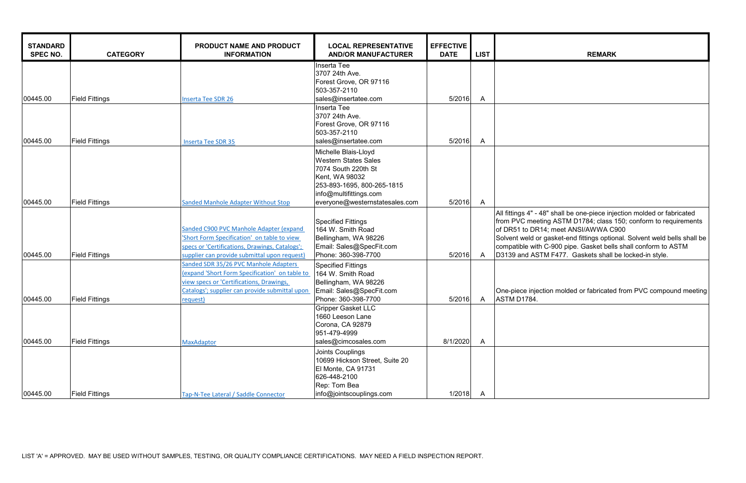| STANDARD SPEC NO. | CATEGORY | PRODUCT NAME AND PRODUCT INFORMATION | LOCAL REPRESENTATIVE AND/OR MANUFACTURER | EFFECTIVE DATE | LIST | REMARK |
|---|---|---|---|---|---|---|
| 00445.00 | Field Fittings | Inserta Tee SDR 26 | Inserta Tee<br>3707 24th Ave.<br>Forest Grove, OR 97116<br>503-357-2110<br>sales@insertatee.com | 5/2016 | A | |
| 00445.00 | Field Fittings | Inserta Tee SDR 35 | Inserta Tee<br>3707 24th Ave.<br>Forest Grove, OR 97116<br>503-357-2110<br>sales@insertatee.com | 5/2016 | A | |
| 00445.00 | Field Fittings | Sanded Manhole Adapter Without Stop | Michelle Blais-Lloyd<br>Western States Sales<br>7074 South 220th St<br>Kent, WA 98032<br>253-893-1695, 800-265-1815<br>info@multifittings.com<br>everyone@westernstatesales.com | 5/2016 | A | |
| 00445.00 | Field Fittings | Sanded C900 PVC Manhole Adapter (expand 'Short Form Specification' on table to view specs or 'Certifications, Drawings, Catalogs'; supplier can provide submittal upon request) | Specified Fittings<br>164 W. Smith Road<br>Bellingham, WA 98226<br>Email: Sales@SpecFit.com<br>Phone: 360-398-7700 | 5/2016 | A | All fittings 4" - 48" shall be one-piece injection molded or fabricated from PVC meeting ASTM D1784; class 150; conform to requirements of DR51 to DR14; meet ANSI/AWWA C900<br>Solvent weld or gasket-end fittings optional. Solvent weld bells shall be compatible with C-900 pipe. Gasket bells shall conform to ASTM D3139 and ASTM F477. Gaskets shall be locked-in style. |
| 00445.00 | Field Fittings | Sanded SDR 35/26 PVC Manhole Adapters (expand 'Short Form Specification' on table to view specs or 'Certifications, Drawings, Catalogs'; supplier can provide submittal upon request) | Specified Fittings<br>164 W. Smith Road<br>Bellingham, WA 98226<br>Email: Sales@SpecFit.com<br>Phone: 360-398-7700 | 5/2016 | A | One-piece injection molded or fabricated from PVC compound meeting ASTM D1784. |
| 00445.00 | Field Fittings | MaxAdaptor | Gripper Gasket LLC<br>1660 Leeson Lane<br>Corona, CA 92879<br>951-479-4999<br>sales@cimcosales.com | 8/1/2020 | A | |
| 00445.00 | Field Fittings | Tap-N-Tee Lateral / Saddle Connector | Joints Couplings<br>10699 Hickson Street, Suite 20<br>El Monte, CA 91731<br>626-448-2100<br>Rep: Tom Bea<br>info@jointscouplings.com | 1/2018 | A | |

LIST 'A' = APPROVED. MAY BE USED WITHOUT SAMPLES, TESTING, OR QUALITY COMPLIANCE CERTIFICATIONS. MAY NEED A FIELD INSPECTION REPORT.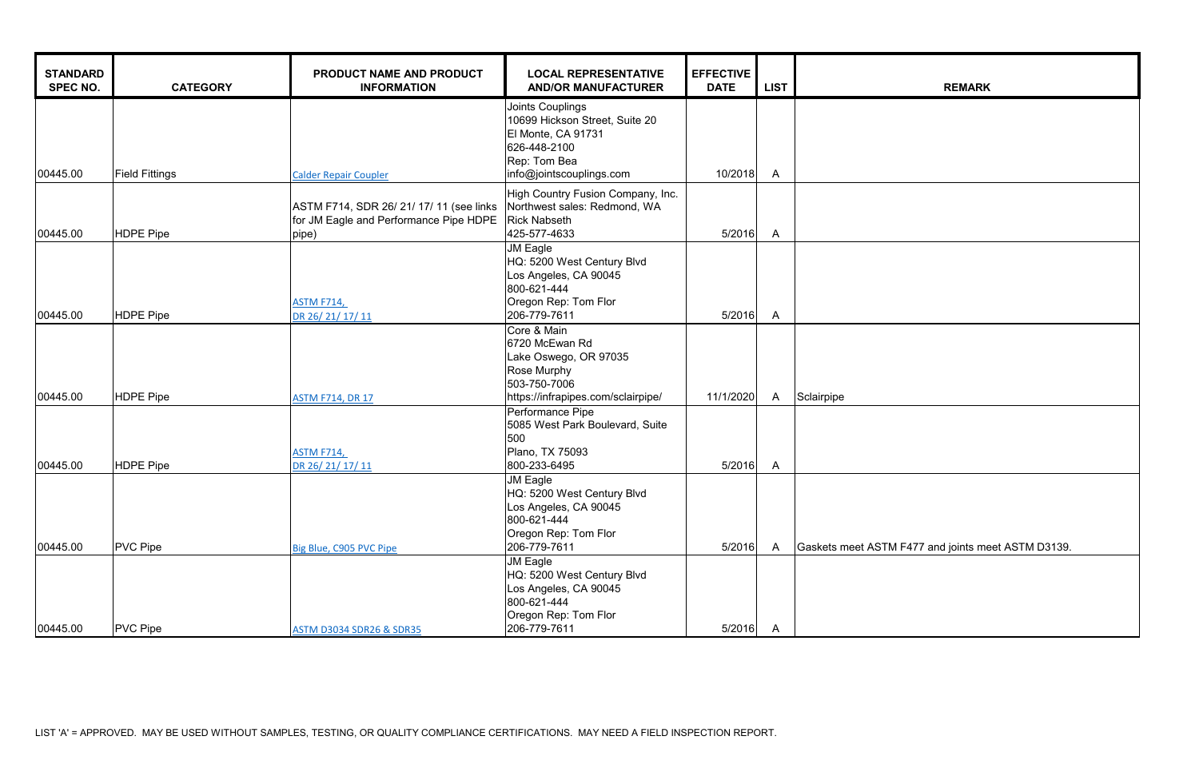| STANDARD SPEC NO. | CATEGORY | PRODUCT NAME AND PRODUCT INFORMATION | LOCAL REPRESENTATIVE AND/OR MANUFACTURER | EFFECTIVE DATE | LIST | REMARK |
|---|---|---|---|---|---|---|
| 00445.00 | Field Fittings | Calder Repair Coupler | Joints Couplings<br>10699 Hickson Street, Suite 20<br>El Monte, CA 91731<br>626-448-2100<br>Rep: Tom Bea<br>info@jointscouplings.com | 10/2018 | A | |
| 00445.00 | HDPE Pipe | ASTM F714, SDR 26/ 21/ 17/ 11 (see links for JM Eagle and Performance Pipe HDPE pipe) | High Country Fusion Company, Inc.<br>Northwest sales: Redmond, WA<br>Rick Nabseth<br>425-577-4633 | 5/2016 | A | |
| 00445.00 | HDPE Pipe | ASTM F714,<br>DR 26/ 21/ 17/ 11 | JM Eagle<br>HQ: 5200 West Century Blvd<br>Los Angeles, CA 90045<br>800-621-444<br>Oregon Rep: Tom Flor<br>206-779-7611 | 5/2016 | A | |
| 00445.00 | HDPE Pipe | ASTM F714, DR 17 | Core & Main<br>6720 McEwan Rd<br>Lake Oswego, OR 97035<br>Rose Murphy<br>503-750-7006<br>https://infrapipes.com/sclairpipe/ | 11/1/2020 | A | Sclairpipe |
| 00445.00 | HDPE Pipe | ASTM F714,<br>DR 26/ 21/ 17/ 11 | Performance Pipe<br>5085 West Park Boulevard, Suite 500<br>Plano, TX 75093<br>800-233-6495 | 5/2016 | A | |
| 00445.00 | PVC Pipe | Big Blue, C905 PVC Pipe | JM Eagle<br>HQ: 5200 West Century Blvd<br>Los Angeles, CA 90045<br>800-621-444<br>Oregon Rep: Tom Flor<br>206-779-7611 | 5/2016 | A | Gaskets meet ASTM F477 and joints meet ASTM D3139. |
| 00445.00 | PVC Pipe | ASTM D3034 SDR26 & SDR35 | JM Eagle<br>HQ: 5200 West Century Blvd<br>Los Angeles, CA 90045<br>800-621-444<br>Oregon Rep: Tom Flor<br>206-779-7611 | 5/2016 | A | |

LIST 'A' = APPROVED. MAY BE USED WITHOUT SAMPLES, TESTING, OR QUALITY COMPLIANCE CERTIFICATIONS. MAY NEED A FIELD INSPECTION REPORT.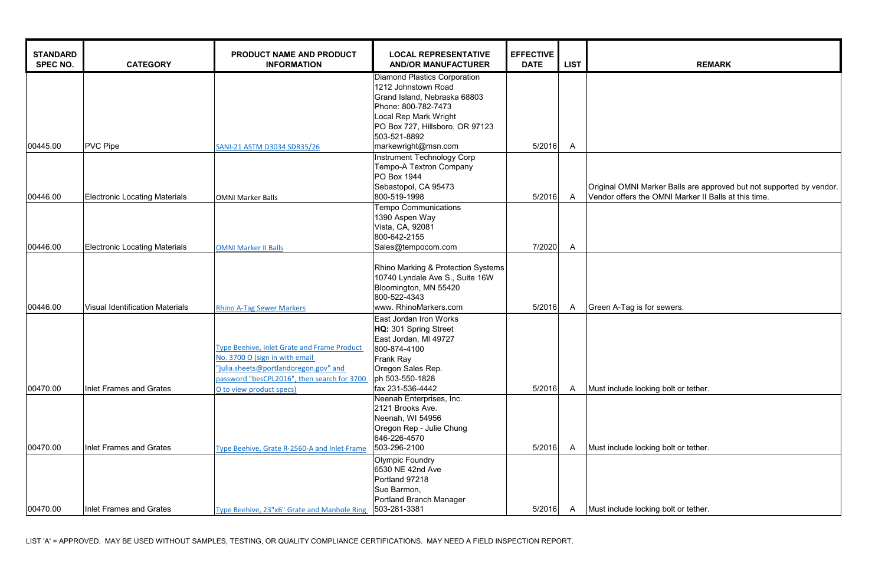| STANDARD SPEC NO. | CATEGORY | PRODUCT NAME AND PRODUCT INFORMATION | LOCAL REPRESENTATIVE AND/OR MANUFACTURER | EFFECTIVE DATE | LIST | REMARK |
|---|---|---|---|---|---|---|
| 00445.00 | PVC Pipe | SANI-21 ASTM D3034 SDR35/26 | Diamond Plastics Corporation<br>1212 Johnstown Road<br>Grand Island, Nebraska 68803<br>Phone: 800-782-7473<br>Local Rep Mark Wright<br>PO Box 727, Hillsboro, OR 97123<br>503-521-8892<br>markewright@msn.com | 5/2016 | A | |
| 00446.00 | Electronic Locating Materials | OMNI Marker Balls | Instrument Technology Corp<br>Tempo-A Textron Company<br>PO Box 1944<br>Sebastopol, CA 95473<br>800-519-1998 | 5/2016 | A | Original OMNI Marker Balls are approved but not supported by vendor. Vendor offers the OMNI Marker II Balls at this time. |
| 00446.00 | Electronic Locating Materials | OMNI Marker II Balls | Tempo Communications<br>1390 Aspen Way<br>Vista, CA, 92081<br>800-642-2155<br>Sales@tempocom.com | 7/2020 | A | |
| 00446.00 | Visual Identification Materials | Rhino A-Tag Sewer Markers | Rhino Marking & Protection Systems<br>10740 Lyndale Ave S., Suite 16W<br>Bloomington, MN 55420<br>800-522-4343<br>www. RhinoMarkers.com | 5/2016 | A | Green A-Tag is for sewers. |
| 00470.00 | Inlet Frames and Grates | Type Beehive, Inlet Grate and Frame Product No. 3700 O (sign in with email "julia.sheets@portlandoregon.gov" and password "besCPL2016", then search for 3700 O to view product specs) | East Jordan Iron Works<br>**HQ:** 301 Spring Street<br>East Jordan, MI 49727<br>800-874-4100<br>Frank Ray<br>Oregon Sales Rep.<br>ph 503-550-1828<br>fax 231-536-4442 | 5/2016 | A | Must include locking bolt or tether. |
| 00470.00 | Inlet Frames and Grates | Type Beehive, Grate R-2560-A and Inlet Frame | Neenah Enterprises, Inc.<br>2121 Brooks Ave.<br>Neenah, WI 54956<br>Oregon Rep - Julie Chung<br>646-226-4570<br>503-296-2100 | 5/2016 | A | Must include locking bolt or tether. |
| 00470.00 | Inlet Frames and Grates | Type Beehive, 23"x6" Grate and Manhole Ring | Olympic Foundry<br>6530 NE 42nd Ave<br>Portland 97218<br>Sue Barmon,<br>Portland Branch Manager<br>503-281-3381 | 5/2016 | A | Must include locking bolt or tether. |

LIST 'A' = APPROVED. MAY BE USED WITHOUT SAMPLES, TESTING, OR QUALITY COMPLIANCE CERTIFICATIONS. MAY NEED A FIELD INSPECTION REPORT.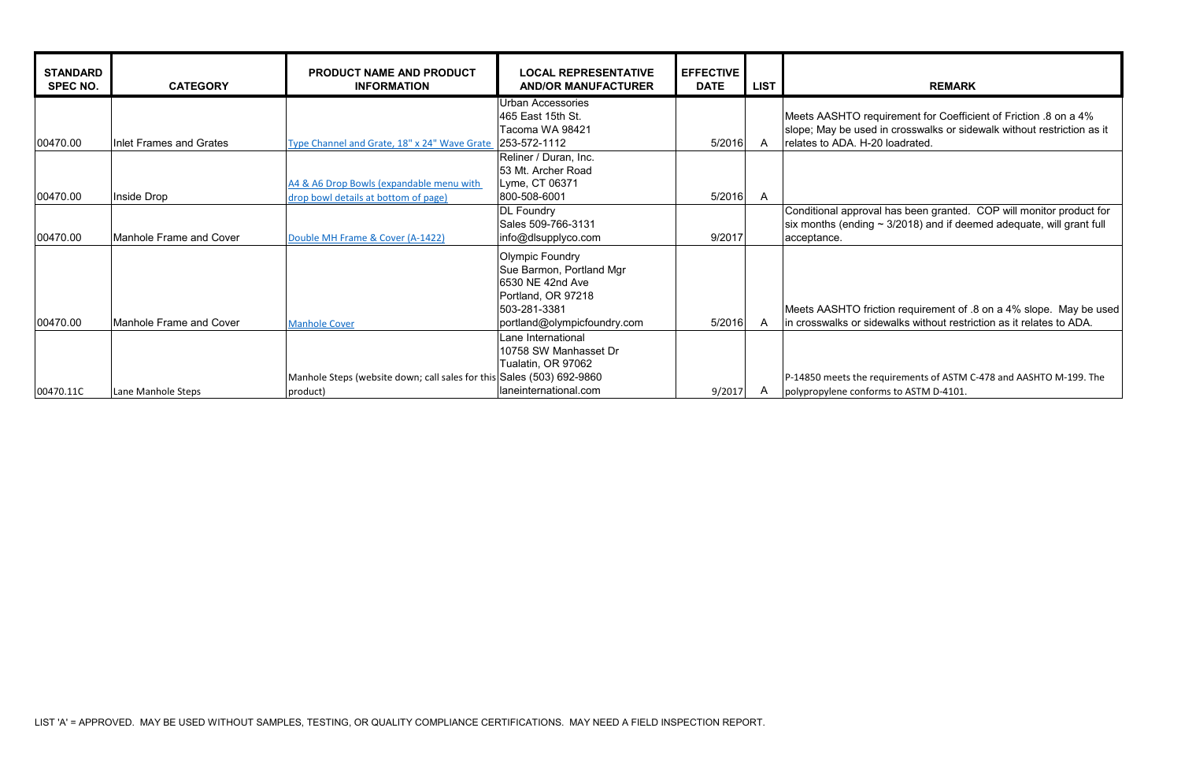| STANDARD SPEC NO. | CATEGORY | PRODUCT NAME AND PRODUCT INFORMATION | LOCAL REPRESENTATIVE AND/OR MANUFACTURER | EFFECTIVE DATE | LIST | REMARK |
|---|---|---|---|---|---|---|
| 00470.00 | Inlet Frames and Grates | Type Channel and Grate, 18" x 24" Wave Grate | Urban Accessories<br>465 East 15th St.<br>Tacoma WA 98421<br>253-572-1112 | 5/2016 | A | Meets AASHTO requirement for Coefficient of Friction .8 on a 4% slope; May be used in crosswalks or sidewalk without restriction as it relates to ADA. H-20 loadrated. |
| 00470.00 | Inside Drop | A4 & A6 Drop Bowls (expandable menu with drop bowl details at bottom of page) | Reliner / Duran, Inc.<br>53 Mt. Archer Road<br>Lyme, CT 06371<br>800-508-6001 | 5/2016 | A | |
| 00470.00 | Manhole Frame and Cover | Double MH Frame & Cover (A-1422) | DL Foundry<br>Sales 509-766-3131<br>info@dlsupplyco.com | 9/2017 | | Conditional approval has been granted. COP will monitor product for six months (ending ~ 3/2018) and if deemed adequate, will grant full acceptance. |
| 00470.00 | Manhole Frame and Cover | Manhole Cover | Olympic Foundry<br>Sue Barmon, Portland Mgr<br>6530 NE 42nd Ave<br>Portland, OR 97218<br>503-281-3381<br>portland@olympicfoundry.com | 5/2016 | A | Meets AASHTO friction requirement of .8 on a 4% slope. May be used in crosswalks or sidewalks without restriction as it relates to ADA. |
| 00470.11C | Lane Manhole Steps | Manhole Steps (website down; call sales for this product) | Lane International<br>10758 SW Manhasset Dr<br>Tualatin, OR 97062<br>Sales (503) 692-9860<br>laneinternational.com | 9/2017 | A | P-14850 meets the requirements of ASTM C-478 and AASHTO M-199. The polypropylene conforms to ASTM D-4101. |

LIST 'A' = APPROVED. MAY BE USED WITHOUT SAMPLES, TESTING, OR QUALITY COMPLIANCE CERTIFICATIONS. MAY NEED A FIELD INSPECTION REPORT.